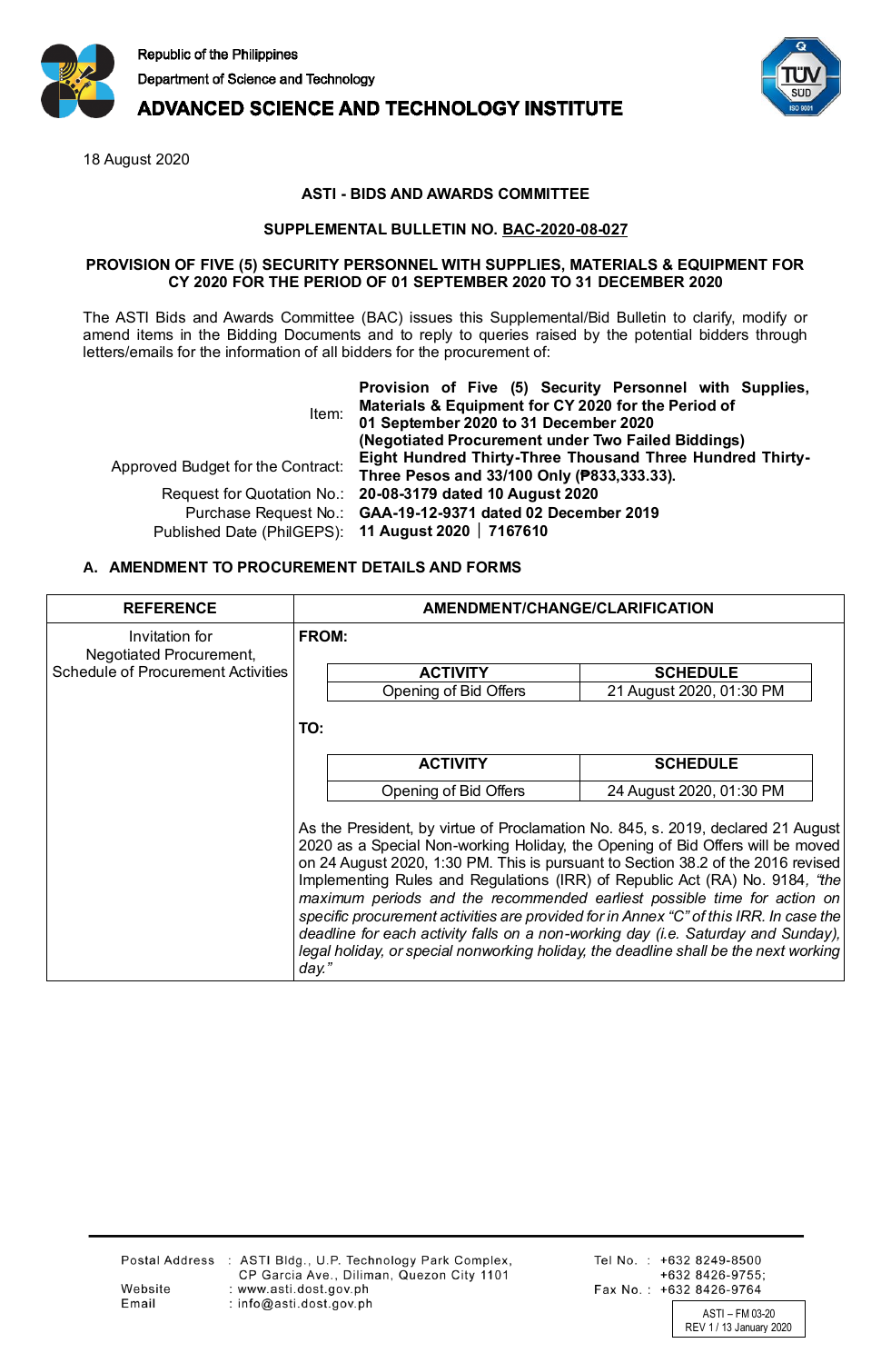Republic of the Philippines
Department of Science and Technology
**ADVANCED SCIENCE AND TECHNOLOGY INSTITUTE**

18 August 2020

**ASTI - BIDS AND AWARDS COMMITTEE**

**SUPPLEMENTAL BULLETIN NO. BAC-2020-08-027**

**PROVISION OF FIVE (5) SECURITY PERSONNEL WITH SUPPLIES, MATERIALS & EQUIPMENT FOR CY 2020 FOR THE PERIOD OF 01 SEPTEMBER 2020 TO 31 DECEMBER 2020**

The ASTI Bids and Awards Committee (BAC) issues this Supplemental/Bid Bulletin to clarify, modify or amend items in the Bidding Documents and to reply to queries raised by the potential bidders through letters/emails for the information of all bidders for the procurement of:

| | |
|---|---|
| Item: | **Provision of Five (5) Security Personnel with Supplies, Materials & Equipment for CY 2020 for the Period of 01 September 2020 to 31 December 2020 (Negotiated Procurement under Two Failed Biddings)** |
| Approved Budget for the Contract: | **Eight Hundred Thirty-Three Thousand Three Hundred Thirty-Three Pesos and 33/100 Only (₱833,333.33).** |
| Request for Quotation No.: | **20-08-3179 dated 10 August 2020** |
| Purchase Request No.: | **GAA-19-12-9371 dated 02 December 2019** |
| Published Date (PhilGEPS): | **11 August 2020 │ 7167610** |

**A. AMENDMENT TO PROCUREMENT DETAILS AND FORMS**

| REFERENCE | AMENDMENT/CHANGE/CLARIFICATION |
|---|---|
| Invitation for Negotiated Procurement, Schedule of Procurement Activities | **FROM:**<br><br>**ACTIVITY**: Opening of Bid Offers — **SCHEDULE**: 21 August 2020, 01:30 PM<br><br>**TO:**<br><br>**ACTIVITY**: Opening of Bid Offers — **SCHEDULE**: 24 August 2020, 01:30 PM<br><br>As the President, by virtue of Proclamation No. 845, s. 2019, declared 21 August 2020 as a Special Non-working Holiday, the Opening of Bid Offers will be moved on 24 August 2020, 1:30 PM. This is pursuant to Section 38.2 of the 2016 revised Implementing Rules and Regulations (IRR) of Republic Act (RA) No. 9184, *"the maximum periods and the recommended earliest possible time for action on specific procurement activities are provided for in Annex "C" of this IRR. In case the deadline for each activity falls on a non-working day (i.e. Saturday and Sunday), legal holiday, or special nonworking holiday, the deadline shall be the next working day."* |

Postal Address : ASTI Bldg., U.P. Technology Park Complex, CP Garcia Ave., Diliman, Quezon City 1101
Website : www.asti.dost.gov.ph
Email : info@asti.dost.gov.ph
Tel No. : +632 8249-8500, +632 8426-9755;
Fax No. : +632 8426-9764

ASTI – FM 03-20
REV 1 / 13 January 2020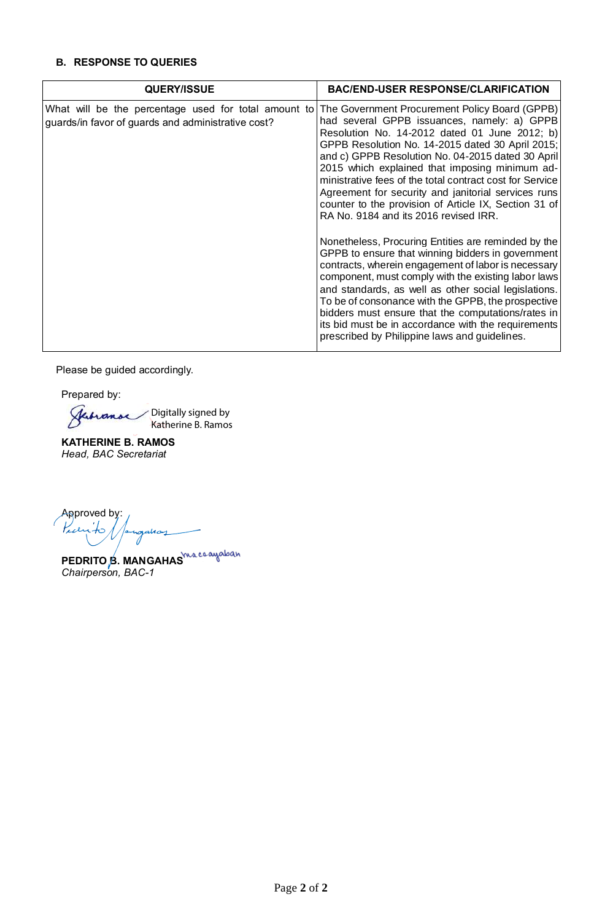### B. RESPONSE TO QUERIES

| QUERY/ISSUE | BAC/END-USER RESPONSE/CLARIFICATION |
|---|---|
| What will be the percentage used for total amount to guards/in favor of guards and administrative cost? | The Government Procurement Policy Board (GPPB) had several GPPB issuances, namely: a) GPPB Resolution No. 14-2012 dated 01 June 2012; b) GPPB Resolution No. 14-2015 dated 30 April 2015; and c) GPPB Resolution No. 04-2015 dated 30 April 2015 which explained that imposing minimum administrative fees of the total contract cost for Service Agreement for security and janitorial services runs counter to the provision of Article IX, Section 31 of RA No. 9184 and its 2016 revised IRR.<br><br>Nonetheless, Procuring Entities are reminded by the GPPB to ensure that winning bidders in government contracts, wherein engagement of labor is necessary component, must comply with the existing labor laws and standards, as well as other social legislations. To be of consonance with the GPPB, the prospective bidders must ensure that the computations/rates in its bid must be in accordance with the requirements prescribed by Philippine laws and guidelines. |

Please be guided accordingly.

Prepared by:

Digitally signed by Katherine B. Ramos

**KATHERINE B. RAMOS**
*Head, BAC Secretariat*

Approved by:

**PEDRITO B. MANGAHAS**
*Chairperson, BAC-1*